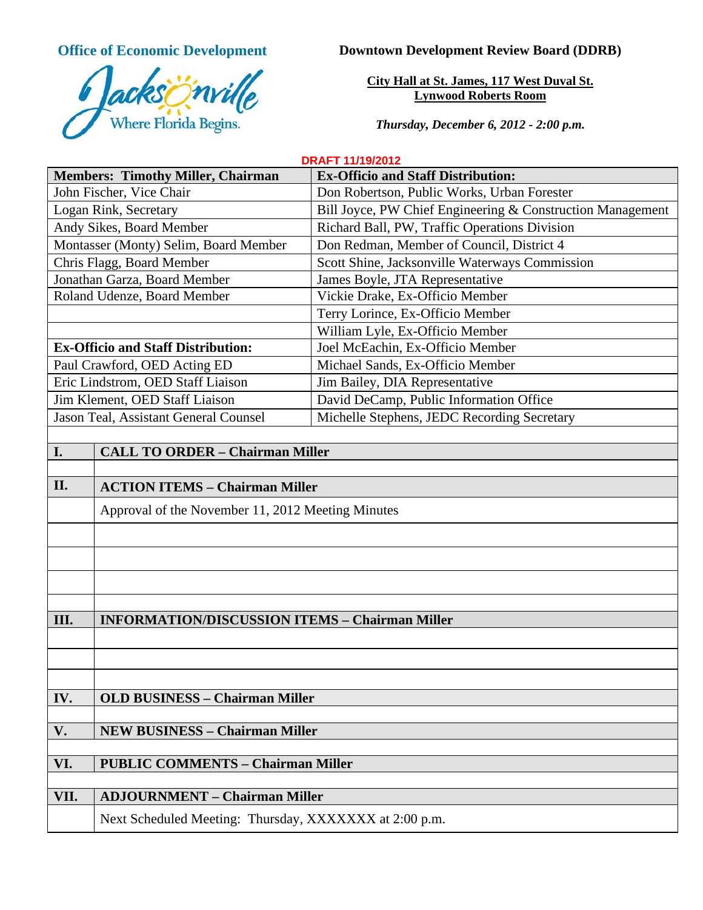**Office of Economic Development**

Jacksonville
Where Florida Begins.

**Downtown Development Review Board (DDRB)**

**City Hall at St. James, 117 West Duval St.**
**Lynwood Roberts Room**

***Thursday, December 6, 2012 - 2:00 p.m.***

**DRAFT 11/19/2012**

| **Members: Timothy Miller, Chairman** | **Ex-Officio and Staff Distribution:** |
|---|---|
| John Fischer, Vice Chair | Don Robertson, Public Works, Urban Forester |
| Logan Rink, Secretary | Bill Joyce, PW Chief Engineering & Construction Management |
| Andy Sikes, Board Member | Richard Ball, PW, Traffic Operations Division |
| Montasser (Monty) Selim, Board Member | Don Redman, Member of Council, District 4 |
| Chris Flagg, Board Member | Scott Shine, Jacksonville Waterways Commission |
| Jonathan Garza, Board Member | James Boyle, JTA Representative |
| Roland Udenze, Board Member | Vickie Drake, Ex-Officio Member |
| | Terry Lorince, Ex-Officio Member |
| | William Lyle, Ex-Officio Member |
| **Ex-Officio and Staff Distribution:** | Joel McEachin, Ex-Officio Member |
| Paul Crawford, OED Acting ED | Michael Sands, Ex-Officio Member |
| Eric Lindstrom, OED Staff Liaison | Jim Bailey, DIA Representative |
| Jim Klement, OED Staff Liaison | David DeCamp, Public Information Office |
| Jason Teal, Assistant General Counsel | Michelle Stephens, JEDC Recording Secretary |

| | |
|---|---|
| **I.** | **CALL TO ORDER – Chairman Miller** |
| | |
| **II.** | **ACTION ITEMS – Chairman Miller** |
| | Approval of the November 11, 2012 Meeting Minutes |
| | |
| | |
| | |
| | |
| **III.** | **INFORMATION/DISCUSSION ITEMS – Chairman Miller** |
| | |
| | |
| | |
| **IV.** | **OLD BUSINESS – Chairman Miller** |
| | |
| **V.** | **NEW BUSINESS – Chairman Miller** |
| | |
| **VI.** | **PUBLIC COMMENTS – Chairman Miller** |
| | |
| **VII.** | **ADJOURNMENT – Chairman Miller** |
| | Next Scheduled Meeting: Thursday, XXXXXXX at 2:00 p.m. |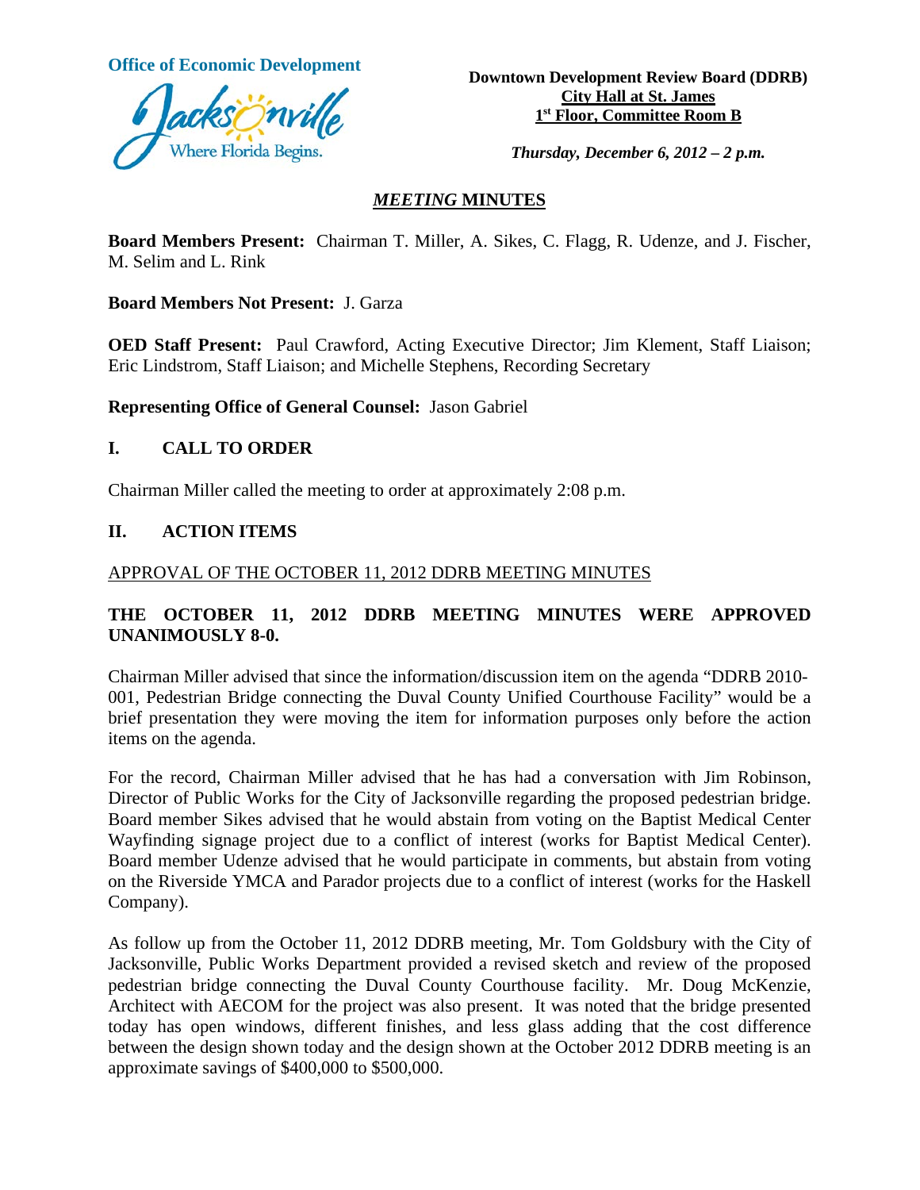**Office of Economic Development**

Jacksonville
Where Florida Begins.

**Downtown Development Review Board (DDRB)**
**City Hall at St. James**
**1st Floor, Committee Room B**

***Thursday, December 6, 2012 – 2 p.m.***

## *MEETING* MINUTES

**Board Members Present:** Chairman T. Miller, A. Sikes, C. Flagg, R. Udenze, and J. Fischer, M. Selim and L. Rink

**Board Members Not Present:** J. Garza

**OED Staff Present:** Paul Crawford, Acting Executive Director; Jim Klement, Staff Liaison; Eric Lindstrom, Staff Liaison; and Michelle Stephens, Recording Secretary

**Representing Office of General Counsel:** Jason Gabriel

## I. CALL TO ORDER

Chairman Miller called the meeting to order at approximately 2:08 p.m.

## II. ACTION ITEMS

APPROVAL OF THE OCTOBER 11, 2012 DDRB MEETING MINUTES

**THE OCTOBER 11, 2012 DDRB MEETING MINUTES WERE APPROVED UNANIMOUSLY 8-0.**

Chairman Miller advised that since the information/discussion item on the agenda "DDRB 2010-001, Pedestrian Bridge connecting the Duval County Unified Courthouse Facility" would be a brief presentation they were moving the item for information purposes only before the action items on the agenda.

For the record, Chairman Miller advised that he has had a conversation with Jim Robinson, Director of Public Works for the City of Jacksonville regarding the proposed pedestrian bridge. Board member Sikes advised that he would abstain from voting on the Baptist Medical Center Wayfinding signage project due to a conflict of interest (works for Baptist Medical Center). Board member Udenze advised that he would participate in comments, but abstain from voting on the Riverside YMCA and Parador projects due to a conflict of interest (works for the Haskell Company).

As follow up from the October 11, 2012 DDRB meeting, Mr. Tom Goldsbury with the City of Jacksonville, Public Works Department provided a revised sketch and review of the proposed pedestrian bridge connecting the Duval County Courthouse facility. Mr. Doug McKenzie, Architect with AECOM for the project was also present. It was noted that the bridge presented today has open windows, different finishes, and less glass adding that the cost difference between the design shown today and the design shown at the October 2012 DDRB meeting is an approximate savings of $400,000 to $500,000.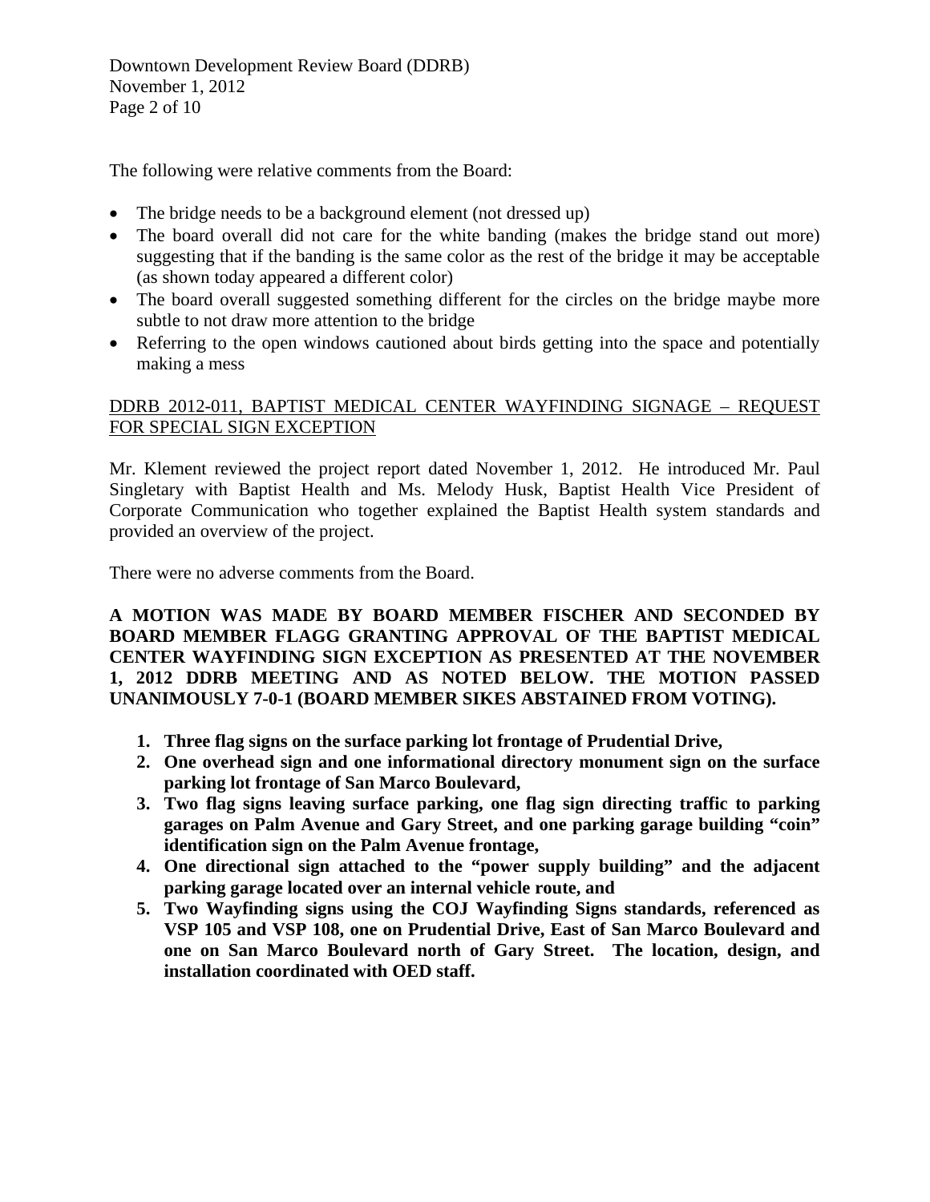The following were relative comments from the Board:

- The bridge needs to be a background element (not dressed up)
- The board overall did not care for the white banding (makes the bridge stand out more) suggesting that if the banding is the same color as the rest of the bridge it may be acceptable (as shown today appeared a different color)
- The board overall suggested something different for the circles on the bridge maybe more subtle to not draw more attention to the bridge
- Referring to the open windows cautioned about birds getting into the space and potentially making a mess

<u>DDRB 2012-011, BAPTIST MEDICAL CENTER WAYFINDING SIGNAGE – REQUEST FOR SPECIAL SIGN EXCEPTION</u>

Mr. Klement reviewed the project report dated November 1, 2012. He introduced Mr. Paul Singletary with Baptist Health and Ms. Melody Husk, Baptist Health Vice President of Corporate Communication who together explained the Baptist Health system standards and provided an overview of the project.

There were no adverse comments from the Board.

**A MOTION WAS MADE BY BOARD MEMBER FISCHER AND SECONDED BY BOARD MEMBER FLAGG GRANTING APPROVAL OF THE BAPTIST MEDICAL CENTER WAYFINDING SIGN EXCEPTION AS PRESENTED AT THE NOVEMBER 1, 2012 DDRB MEETING AND AS NOTED BELOW. THE MOTION PASSED UNANIMOUSLY 7-0-1 (BOARD MEMBER SIKES ABSTAINED FROM VOTING).**

1. **Three flag signs on the surface parking lot frontage of Prudential Drive,**
2. **One overhead sign and one informational directory monument sign on the surface parking lot frontage of San Marco Boulevard,**
3. **Two flag signs leaving surface parking, one flag sign directing traffic to parking garages on Palm Avenue and Gary Street, and one parking garage building "coin" identification sign on the Palm Avenue frontage,**
4. **One directional sign attached to the "power supply building" and the adjacent parking garage located over an internal vehicle route, and**
5. **Two Wayfinding signs using the COJ Wayfinding Signs standards, referenced as VSP 105 and VSP 108, one on Prudential Drive, East of San Marco Boulevard and one on San Marco Boulevard north of Gary Street. The location, design, and installation coordinated with OED staff.**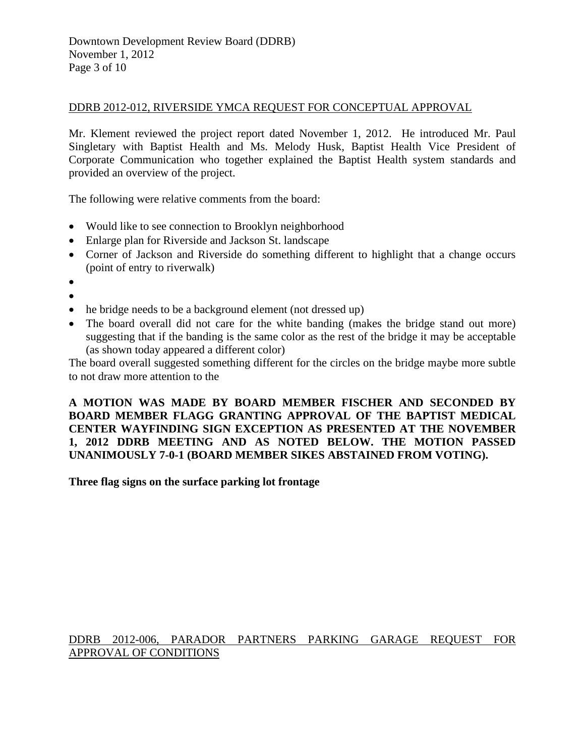DDRB 2012-012, RIVERSIDE YMCA REQUEST FOR CONCEPTUAL APPROVAL

Mr. Klement reviewed the project report dated November 1, 2012. He introduced Mr. Paul Singletary with Baptist Health and Ms. Melody Husk, Baptist Health Vice President of Corporate Communication who together explained the Baptist Health system standards and provided an overview of the project.

The following were relative comments from the board:

- Would like to see connection to Brooklyn neighborhood
- Enlarge plan for Riverside and Jackson St. landscape
- Corner of Jackson and Riverside do something different to highlight that a change occurs (point of entry to riverwalk)
- 
- 
- he bridge needs to be a background element (not dressed up)
- The board overall did not care for the white banding (makes the bridge stand out more) suggesting that if the banding is the same color as the rest of the bridge it may be acceptable (as shown today appeared a different color)

The board overall suggested something different for the circles on the bridge maybe more subtle to not draw more attention to the

**A MOTION WAS MADE BY BOARD MEMBER FISCHER AND SECONDED BY BOARD MEMBER FLAGG GRANTING APPROVAL OF THE BAPTIST MEDICAL CENTER WAYFINDING SIGN EXCEPTION AS PRESENTED AT THE NOVEMBER 1, 2012 DDRB MEETING AND AS NOTED BELOW. THE MOTION PASSED UNANIMOUSLY 7-0-1 (BOARD MEMBER SIKES ABSTAINED FROM VOTING).**

**Three flag signs on the surface parking lot frontage**

DDRB 2012-006, PARADOR PARTNERS PARKING GARAGE REQUEST FOR APPROVAL OF CONDITIONS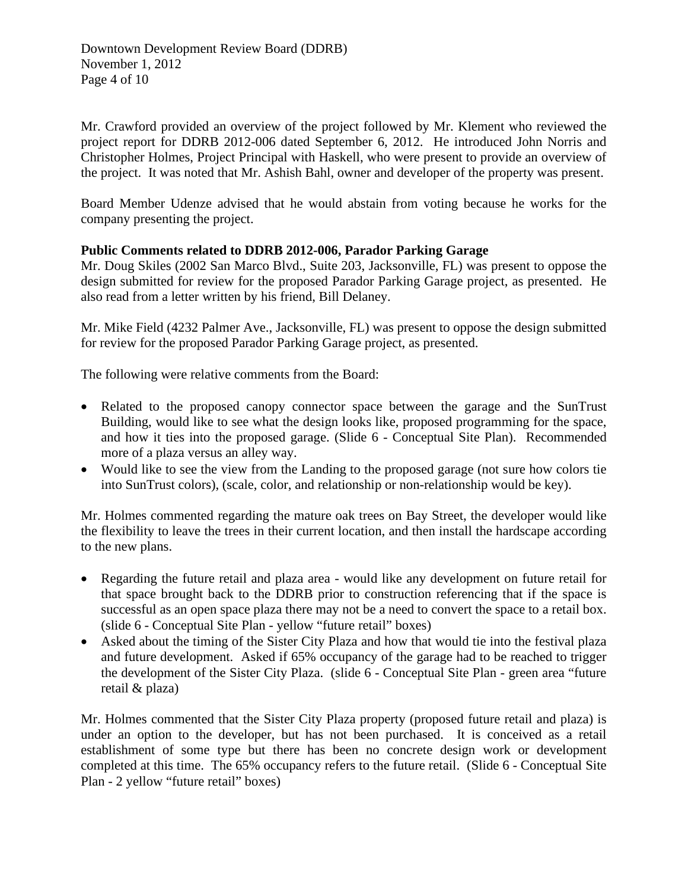Mr. Crawford provided an overview of the project followed by Mr. Klement who reviewed the project report for DDRB 2012-006 dated September 6, 2012. He introduced John Norris and Christopher Holmes, Project Principal with Haskell, who were present to provide an overview of the project. It was noted that Mr. Ashish Bahl, owner and developer of the property was present.

Board Member Udenze advised that he would abstain from voting because he works for the company presenting the project.

**Public Comments related to DDRB 2012-006, Parador Parking Garage**

Mr. Doug Skiles (2002 San Marco Blvd., Suite 203, Jacksonville, FL) was present to oppose the design submitted for review for the proposed Parador Parking Garage project, as presented. He also read from a letter written by his friend, Bill Delaney.

Mr. Mike Field (4232 Palmer Ave., Jacksonville, FL) was present to oppose the design submitted for review for the proposed Parador Parking Garage project, as presented.

The following were relative comments from the Board:

- Related to the proposed canopy connector space between the garage and the SunTrust Building, would like to see what the design looks like, proposed programming for the space, and how it ties into the proposed garage. (Slide 6 - Conceptual Site Plan). Recommended more of a plaza versus an alley way.
- Would like to see the view from the Landing to the proposed garage (not sure how colors tie into SunTrust colors), (scale, color, and relationship or non-relationship would be key).

Mr. Holmes commented regarding the mature oak trees on Bay Street, the developer would like the flexibility to leave the trees in their current location, and then install the hardscape according to the new plans.

- Regarding the future retail and plaza area - would like any development on future retail for that space brought back to the DDRB prior to construction referencing that if the space is successful as an open space plaza there may not be a need to convert the space to a retail box. (slide 6 - Conceptual Site Plan - yellow "future retail" boxes)
- Asked about the timing of the Sister City Plaza and how that would tie into the festival plaza and future development. Asked if 65% occupancy of the garage had to be reached to trigger the development of the Sister City Plaza. (slide 6 - Conceptual Site Plan - green area "future retail & plaza)

Mr. Holmes commented that the Sister City Plaza property (proposed future retail and plaza) is under an option to the developer, but has not been purchased. It is conceived as a retail establishment of some type but there has been no concrete design work or development completed at this time. The 65% occupancy refers to the future retail. (Slide 6 - Conceptual Site Plan - 2 yellow "future retail" boxes)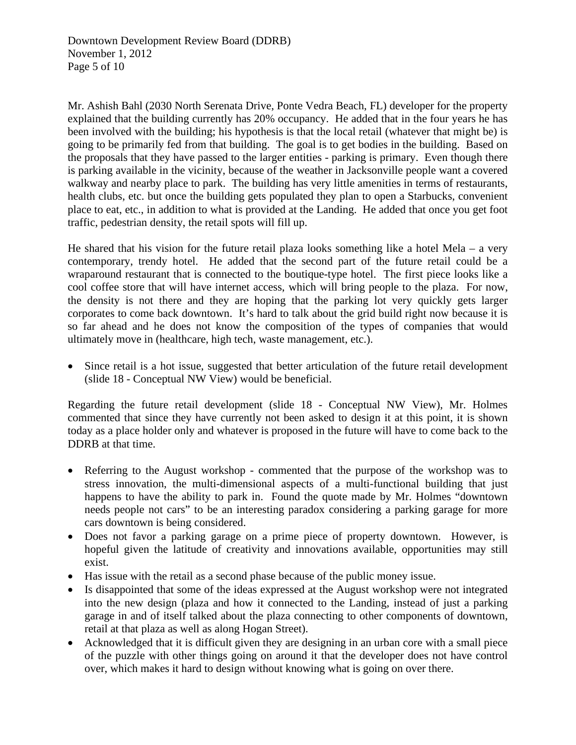Mr. Ashish Bahl (2030 North Serenata Drive, Ponte Vedra Beach, FL) developer for the property explained that the building currently has 20% occupancy. He added that in the four years he has been involved with the building; his hypothesis is that the local retail (whatever that might be) is going to be primarily fed from that building. The goal is to get bodies in the building. Based on the proposals that they have passed to the larger entities - parking is primary. Even though there is parking available in the vicinity, because of the weather in Jacksonville people want a covered walkway and nearby place to park. The building has very little amenities in terms of restaurants, health clubs, etc. but once the building gets populated they plan to open a Starbucks, convenient place to eat, etc., in addition to what is provided at the Landing. He added that once you get foot traffic, pedestrian density, the retail spots will fill up.

He shared that his vision for the future retail plaza looks something like a hotel Mela – a very contemporary, trendy hotel. He added that the second part of the future retail could be a wraparound restaurant that is connected to the boutique-type hotel. The first piece looks like a cool coffee store that will have internet access, which will bring people to the plaza. For now, the density is not there and they are hoping that the parking lot very quickly gets larger corporates to come back downtown. It's hard to talk about the grid build right now because it is so far ahead and he does not know the composition of the types of companies that would ultimately move in (healthcare, high tech, waste management, etc.).

- Since retail is a hot issue, suggested that better articulation of the future retail development (slide 18 - Conceptual NW View) would be beneficial.

Regarding the future retail development (slide 18 - Conceptual NW View), Mr. Holmes commented that since they have currently not been asked to design it at this point, it is shown today as a place holder only and whatever is proposed in the future will have to come back to the DDRB at that time.

- Referring to the August workshop - commented that the purpose of the workshop was to stress innovation, the multi-dimensional aspects of a multi-functional building that just happens to have the ability to park in. Found the quote made by Mr. Holmes "downtown needs people not cars" to be an interesting paradox considering a parking garage for more cars downtown is being considered.
- Does not favor a parking garage on a prime piece of property downtown. However, is hopeful given the latitude of creativity and innovations available, opportunities may still exist.
- Has issue with the retail as a second phase because of the public money issue.
- Is disappointed that some of the ideas expressed at the August workshop were not integrated into the new design (plaza and how it connected to the Landing, instead of just a parking garage in and of itself talked about the plaza connecting to other components of downtown, retail at that plaza as well as along Hogan Street).
- Acknowledged that it is difficult given they are designing in an urban core with a small piece of the puzzle with other things going on around it that the developer does not have control over, which makes it hard to design without knowing what is going on over there.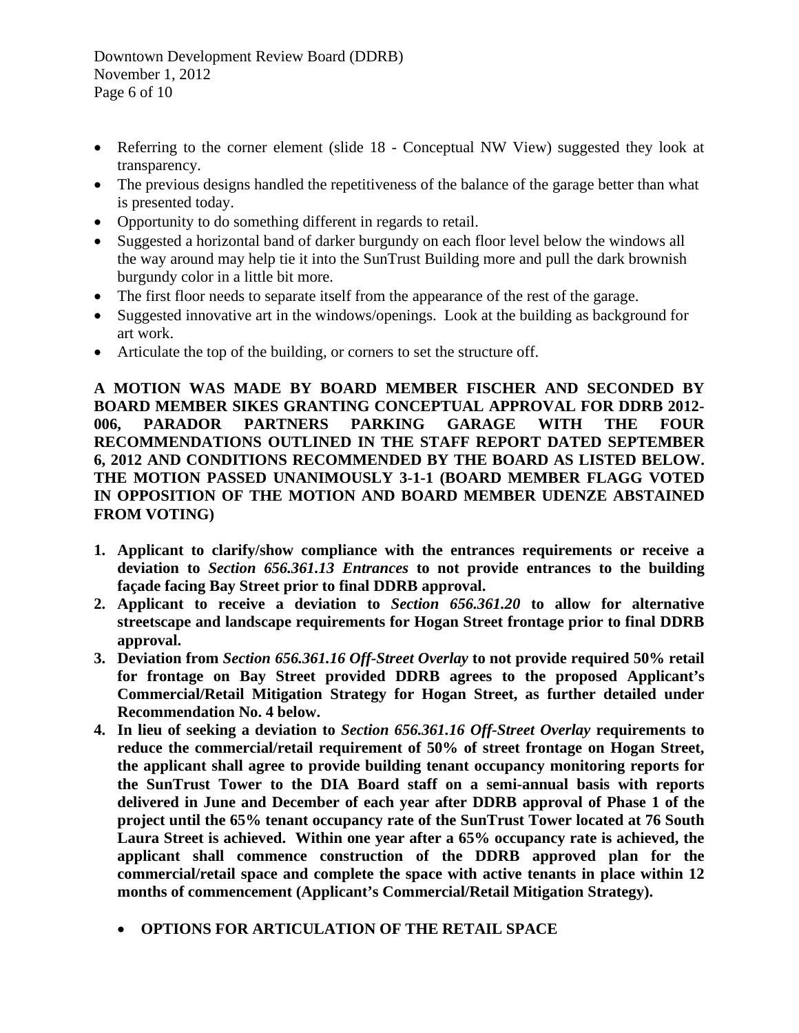- Referring to the corner element (slide 18 - Conceptual NW View) suggested they look at transparency.
- The previous designs handled the repetitiveness of the balance of the garage better than what is presented today.
- Opportunity to do something different in regards to retail.
- Suggested a horizontal band of darker burgundy on each floor level below the windows all the way around may help tie it into the SunTrust Building more and pull the dark brownish burgundy color in a little bit more.
- The first floor needs to separate itself from the appearance of the rest of the garage.
- Suggested innovative art in the windows/openings. Look at the building as background for art work.
- Articulate the top of the building, or corners to set the structure off.

**A MOTION WAS MADE BY BOARD MEMBER FISCHER AND SECONDED BY BOARD MEMBER SIKES GRANTING CONCEPTUAL APPROVAL FOR DDRB 2012-006, PARADOR PARTNERS PARKING GARAGE WITH THE FOUR RECOMMENDATIONS OUTLINED IN THE STAFF REPORT DATED SEPTEMBER 6, 2012 AND CONDITIONS RECOMMENDED BY THE BOARD AS LISTED BELOW. THE MOTION PASSED UNANIMOUSLY 3-1-1 (BOARD MEMBER FLAGG VOTED IN OPPOSITION OF THE MOTION AND BOARD MEMBER UDENZE ABSTAINED FROM VOTING)**

1. **Applicant to clarify/show compliance with the entrances requirements or receive a deviation to *Section 656.361.13 Entrances* to not provide entrances to the building façade facing Bay Street prior to final DDRB approval.**
2. **Applicant to receive a deviation to *Section 656.361.20* to allow for alternative streetscape and landscape requirements for Hogan Street frontage prior to final DDRB approval.**
3. **Deviation from *Section 656.361.16 Off-Street Overlay* to not provide required 50% retail for frontage on Bay Street provided DDRB agrees to the proposed Applicant's Commercial/Retail Mitigation Strategy for Hogan Street, as further detailed under Recommendation No. 4 below.**
4. **In lieu of seeking a deviation to *Section 656.361.16 Off-Street Overlay* requirements to reduce the commercial/retail requirement of 50% of street frontage on Hogan Street, the applicant shall agree to provide building tenant occupancy monitoring reports for the SunTrust Tower to the DIA Board staff on a semi-annual basis with reports delivered in June and December of each year after DDRB approval of Phase 1 of the project until the 65% tenant occupancy rate of the SunTrust Tower located at 76 South Laura Street is achieved. Within one year after a 65% occupancy rate is achieved, the applicant shall commence construction of the DDRB approved plan for the commercial/retail space and complete the space with active tenants in place within 12 months of commencement (Applicant's Commercial/Retail Mitigation Strategy).**

   - **OPTIONS FOR ARTICULATION OF THE RETAIL SPACE**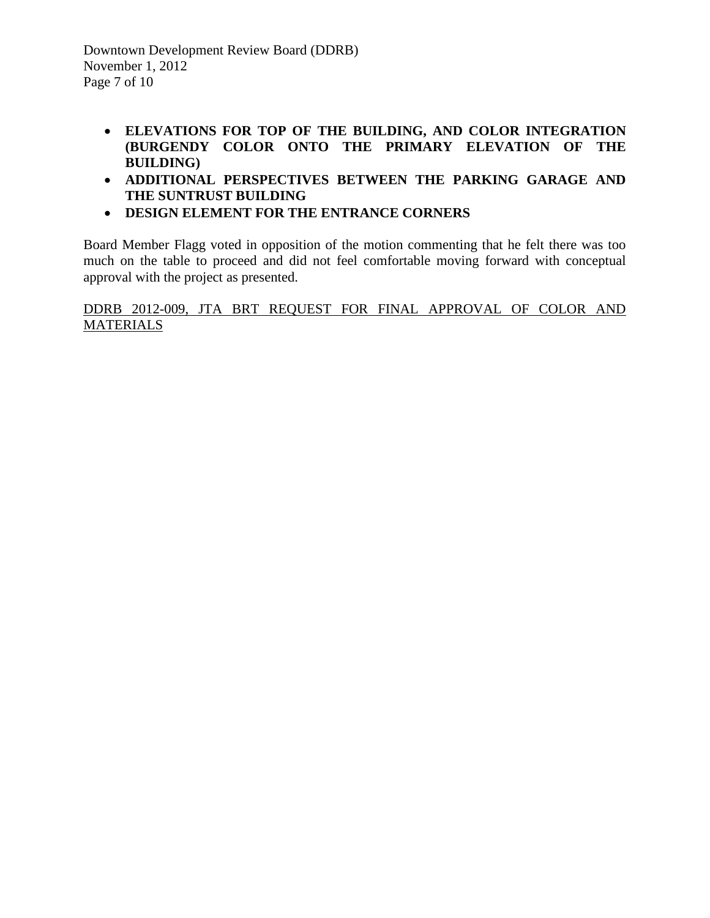- **ELEVATIONS FOR TOP OF THE BUILDING, AND COLOR INTEGRATION (BURGENDY COLOR ONTO THE PRIMARY ELEVATION OF THE BUILDING)**
- **ADDITIONAL PERSPECTIVES BETWEEN THE PARKING GARAGE AND THE SUNTRUST BUILDING**
- **DESIGN ELEMENT FOR THE ENTRANCE CORNERS**

Board Member Flagg voted in opposition of the motion commenting that he felt there was too much on the table to proceed and did not feel comfortable moving forward with conceptual approval with the project as presented.

<u>DDRB 2012-009, JTA BRT REQUEST FOR FINAL APPROVAL OF COLOR AND MATERIALS</u>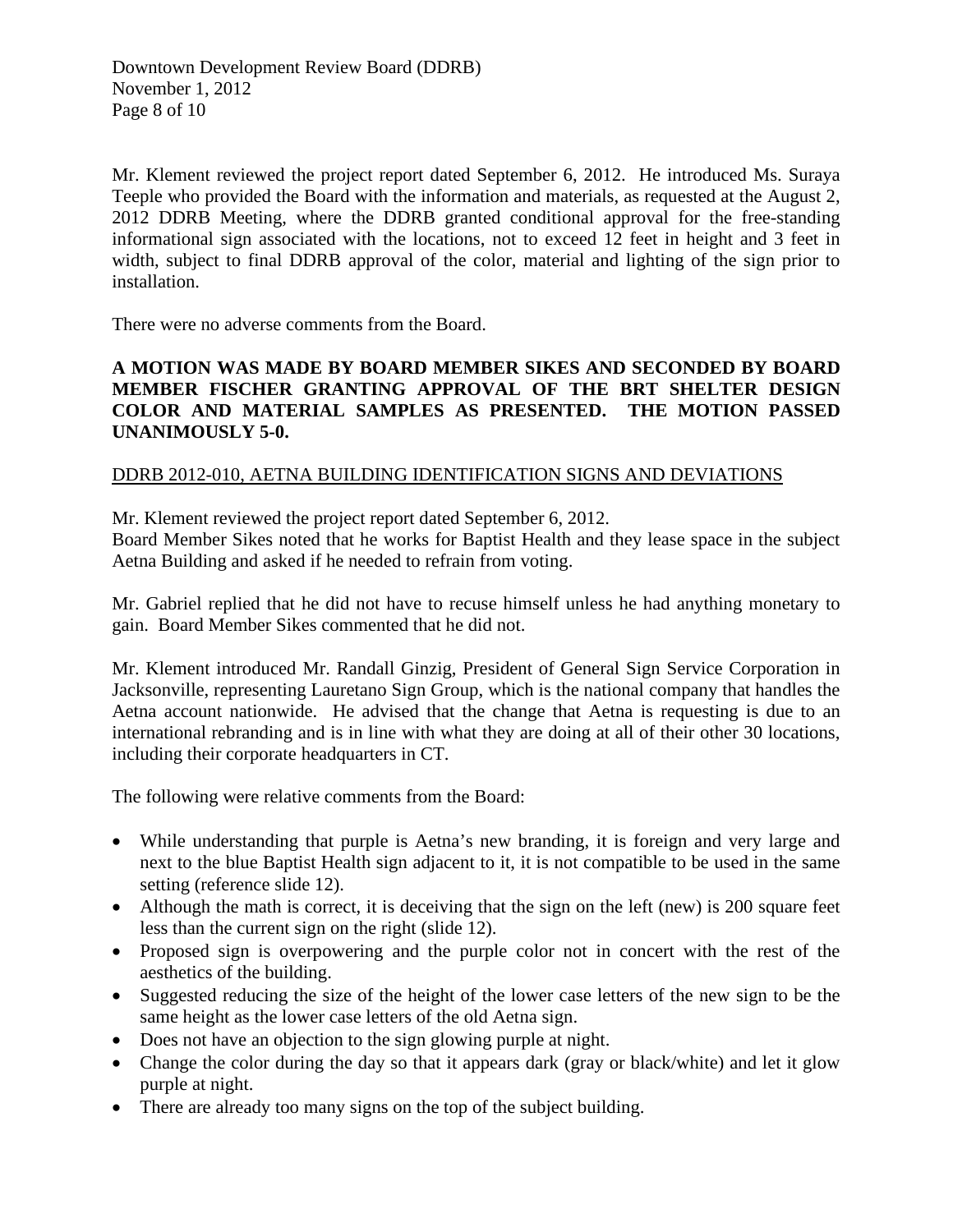Mr. Klement reviewed the project report dated September 6, 2012. He introduced Ms. Suraya Teeple who provided the Board with the information and materials, as requested at the August 2, 2012 DDRB Meeting, where the DDRB granted conditional approval for the free-standing informational sign associated with the locations, not to exceed 12 feet in height and 3 feet in width, subject to final DDRB approval of the color, material and lighting of the sign prior to installation.

There were no adverse comments from the Board.

**A MOTION WAS MADE BY BOARD MEMBER SIKES AND SECONDED BY BOARD MEMBER FISCHER GRANTING APPROVAL OF THE BRT SHELTER DESIGN COLOR AND MATERIAL SAMPLES AS PRESENTED. THE MOTION PASSED UNANIMOUSLY 5-0.**

<u>DDRB 2012-010, AETNA BUILDING IDENTIFICATION SIGNS AND DEVIATIONS</u>

Mr. Klement reviewed the project report dated September 6, 2012.
Board Member Sikes noted that he works for Baptist Health and they lease space in the subject Aetna Building and asked if he needed to refrain from voting.

Mr. Gabriel replied that he did not have to recuse himself unless he had anything monetary to gain. Board Member Sikes commented that he did not.

Mr. Klement introduced Mr. Randall Ginzig, President of General Sign Service Corporation in Jacksonville, representing Lauretano Sign Group, which is the national company that handles the Aetna account nationwide. He advised that the change that Aetna is requesting is due to an international rebranding and is in line with what they are doing at all of their other 30 locations, including their corporate headquarters in CT.

The following were relative comments from the Board:

- While understanding that purple is Aetna's new branding, it is foreign and very large and next to the blue Baptist Health sign adjacent to it, it is not compatible to be used in the same setting (reference slide 12).
- Although the math is correct, it is deceiving that the sign on the left (new) is 200 square feet less than the current sign on the right (slide 12).
- Proposed sign is overpowering and the purple color not in concert with the rest of the aesthetics of the building.
- Suggested reducing the size of the height of the lower case letters of the new sign to be the same height as the lower case letters of the old Aetna sign.
- Does not have an objection to the sign glowing purple at night.
- Change the color during the day so that it appears dark (gray or black/white) and let it glow purple at night.
- There are already too many signs on the top of the subject building.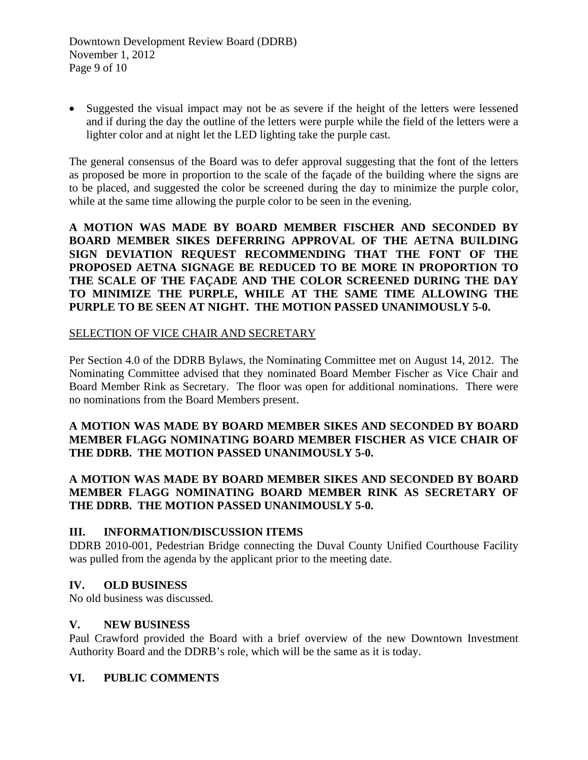- Suggested the visual impact may not be as severe if the height of the letters were lessened and if during the day the outline of the letters were purple while the field of the letters were a lighter color and at night let the LED lighting take the purple cast.

The general consensus of the Board was to defer approval suggesting that the font of the letters as proposed be more in proportion to the scale of the façade of the building where the signs are to be placed, and suggested the color be screened during the day to minimize the purple color, while at the same time allowing the purple color to be seen in the evening.

**A MOTION WAS MADE BY BOARD MEMBER FISCHER AND SECONDED BY BOARD MEMBER SIKES DEFERRING APPROVAL OF THE AETNA BUILDING SIGN DEVIATION REQUEST RECOMMENDING THAT THE FONT OF THE PROPOSED AETNA SIGNAGE BE REDUCED TO BE MORE IN PROPORTION TO THE SCALE OF THE FAÇADE AND THE COLOR SCREENED DURING THE DAY TO MINIMIZE THE PURPLE, WHILE AT THE SAME TIME ALLOWING THE PURPLE TO BE SEEN AT NIGHT. THE MOTION PASSED UNANIMOUSLY 5-0.**

<u>SELECTION OF VICE CHAIR AND SECRETARY</u>

Per Section 4.0 of the DDRB Bylaws, the Nominating Committee met on August 14, 2012. The Nominating Committee advised that they nominated Board Member Fischer as Vice Chair and Board Member Rink as Secretary. The floor was open for additional nominations. There were no nominations from the Board Members present.

**A MOTION WAS MADE BY BOARD MEMBER SIKES AND SECONDED BY BOARD MEMBER FLAGG NOMINATING BOARD MEMBER FISCHER AS VICE CHAIR OF THE DDRB. THE MOTION PASSED UNANIMOUSLY 5-0.**

**A MOTION WAS MADE BY BOARD MEMBER SIKES AND SECONDED BY BOARD MEMBER FLAGG NOMINATING BOARD MEMBER RINK AS SECRETARY OF THE DDRB. THE MOTION PASSED UNANIMOUSLY 5-0.**

## III. INFORMATION/DISCUSSION ITEMS

DDRB 2010-001, Pedestrian Bridge connecting the Duval County Unified Courthouse Facility was pulled from the agenda by the applicant prior to the meeting date.

## IV. OLD BUSINESS

No old business was discussed.

## V. NEW BUSINESS

Paul Crawford provided the Board with a brief overview of the new Downtown Investment Authority Board and the DDRB's role, which will be the same as it is today.

## VI. PUBLIC COMMENTS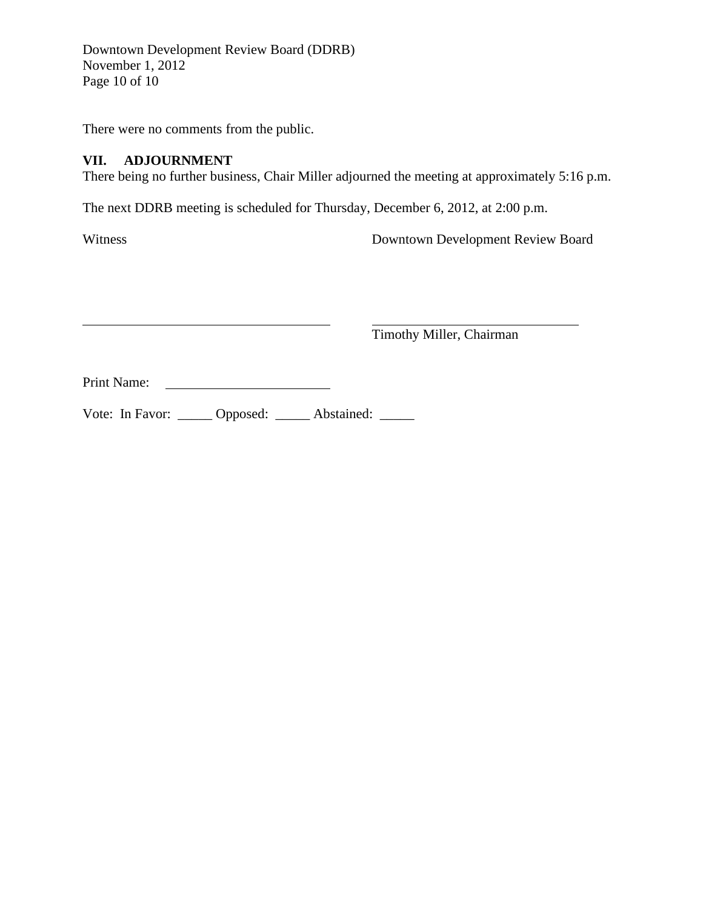There were no comments from the public.

## VII. ADJOURNMENT

There being no further business, Chair Miller adjourned the meeting at approximately 5:16 p.m.

The next DDRB meeting is scheduled for Thursday, December 6, 2012, at 2:00 p.m.

Witness

Downtown Development Review Board

\_\_\_\_\_\_\_\_\_\_\_\_\_\_\_\_\_\_\_\_\_\_\_\_\_\_\_\_\_\_\_\_\_\_\_\_\_\_\_\_

\_\_\_\_\_\_\_\_\_\_\_\_\_\_\_\_\_\_\_\_\_\_\_\_\_\_\_\_\_\_\_\_\_\_\_\_\_\_\_\_

Timothy Miller, Chairman

Print Name: \_\_\_\_\_\_\_\_\_\_\_\_\_\_\_\_\_\_\_\_\_\_\_\_\_\_\_\_

Vote: In Favor: _____ Opposed: _____ Abstained: _____